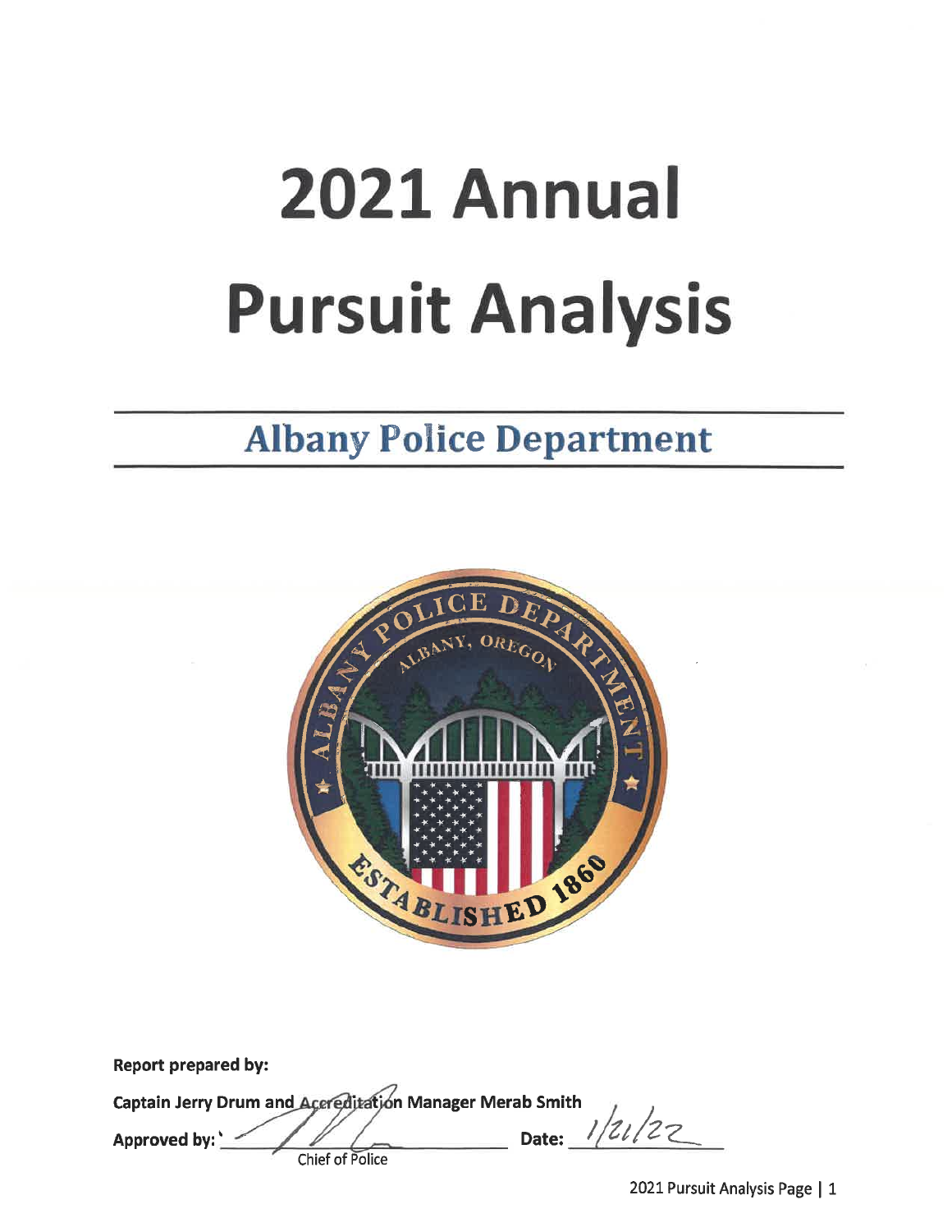# 2021 Annual Pursuit Analysis

## Albany Police Department

**Report prepared by:**

**Captain Jerry Drum and Accreditation Manager Merab Smith**

**Approved by:** ______________________ **Date:** 1/21/22

Chief of Police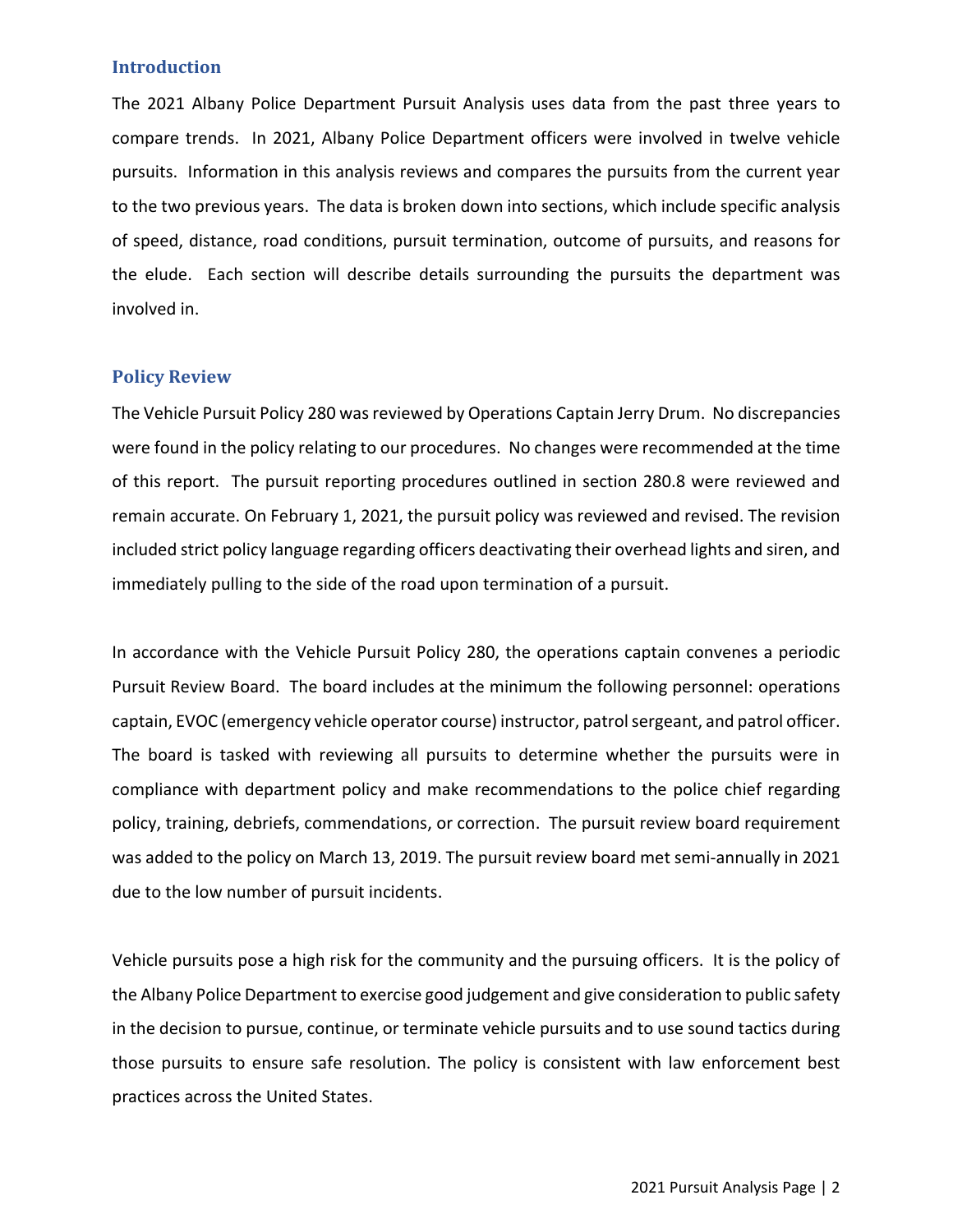## Introduction

The 2021 Albany Police Department Pursuit Analysis uses data from the past three years to compare trends. In 2021, Albany Police Department officers were involved in twelve vehicle pursuits. Information in this analysis reviews and compares the pursuits from the current year to the two previous years. The data is broken down into sections, which include specific analysis of speed, distance, road conditions, pursuit termination, outcome of pursuits, and reasons for the elude. Each section will describe details surrounding the pursuits the department was involved in.

## Policy Review

The Vehicle Pursuit Policy 280 was reviewed by Operations Captain Jerry Drum. No discrepancies were found in the policy relating to our procedures. No changes were recommended at the time of this report. The pursuit reporting procedures outlined in section 280.8 were reviewed and remain accurate. On February 1, 2021, the pursuit policy was reviewed and revised. The revision included strict policy language regarding officers deactivating their overhead lights and siren, and immediately pulling to the side of the road upon termination of a pursuit.

In accordance with the Vehicle Pursuit Policy 280, the operations captain convenes a periodic Pursuit Review Board. The board includes at the minimum the following personnel: operations captain, EVOC (emergency vehicle operator course) instructor, patrol sergeant, and patrol officer. The board is tasked with reviewing all pursuits to determine whether the pursuits were in compliance with department policy and make recommendations to the police chief regarding policy, training, debriefs, commendations, or correction. The pursuit review board requirement was added to the policy on March 13, 2019. The pursuit review board met semi-annually in 2021 due to the low number of pursuit incidents.

Vehicle pursuits pose a high risk for the community and the pursuing officers. It is the policy of the Albany Police Department to exercise good judgement and give consideration to public safety in the decision to pursue, continue, or terminate vehicle pursuits and to use sound tactics during those pursuits to ensure safe resolution. The policy is consistent with law enforcement best practices across the United States.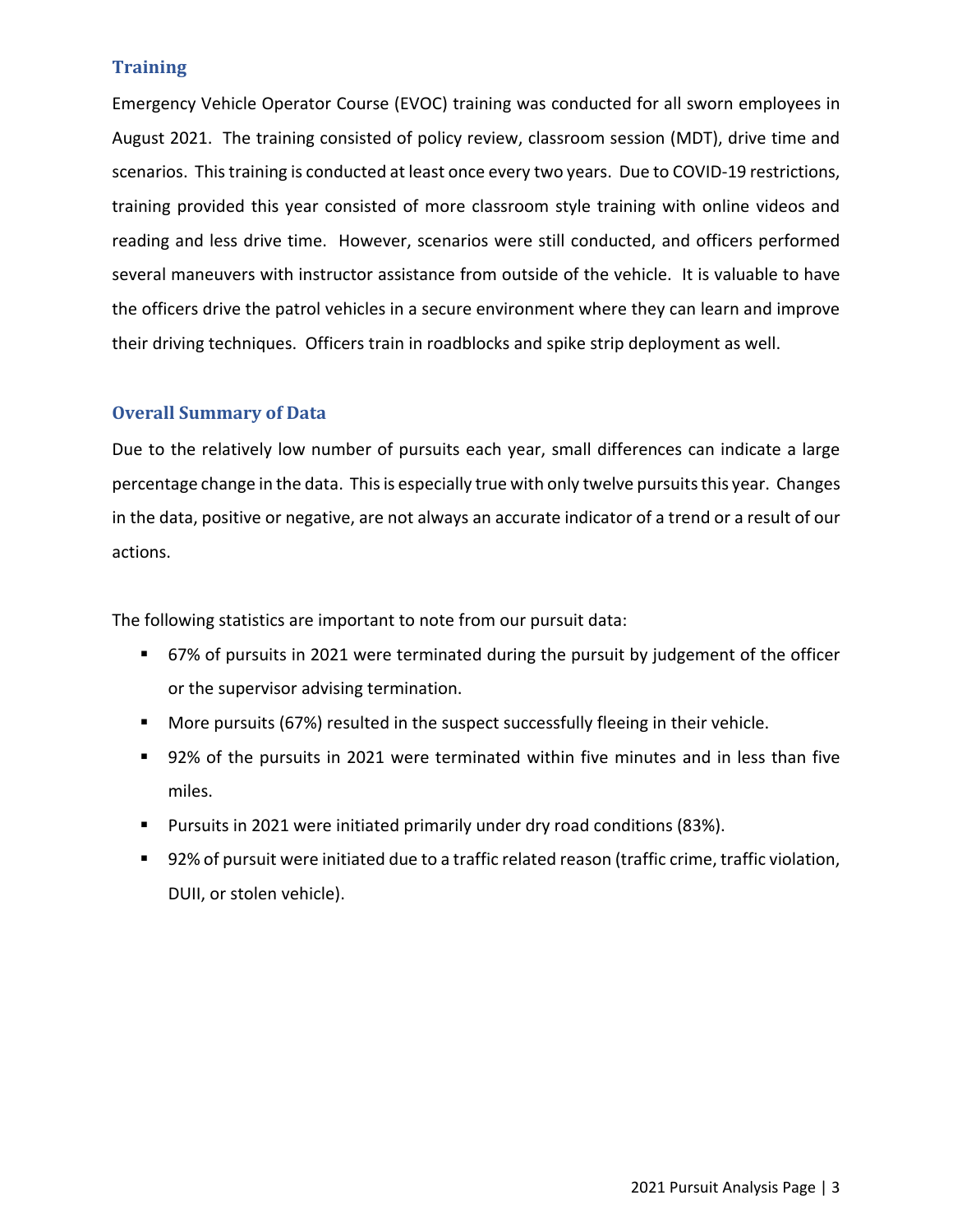## Training

Emergency Vehicle Operator Course (EVOC) training was conducted for all sworn employees in August 2021. The training consisted of policy review, classroom session (MDT), drive time and scenarios. This training is conducted at least once every two years. Due to COVID-19 restrictions, training provided this year consisted of more classroom style training with online videos and reading and less drive time. However, scenarios were still conducted, and officers performed several maneuvers with instructor assistance from outside of the vehicle. It is valuable to have the officers drive the patrol vehicles in a secure environment where they can learn and improve their driving techniques. Officers train in roadblocks and spike strip deployment as well.

## Overall Summary of Data

Due to the relatively low number of pursuits each year, small differences can indicate a large percentage change in the data. This is especially true with only twelve pursuits this year. Changes in the data, positive or negative, are not always an accurate indicator of a trend or a result of our actions.

The following statistics are important to note from our pursuit data:

- 67% of pursuits in 2021 were terminated during the pursuit by judgement of the officer or the supervisor advising termination.
- More pursuits (67%) resulted in the suspect successfully fleeing in their vehicle.
- 92% of the pursuits in 2021 were terminated within five minutes and in less than five miles.
- Pursuits in 2021 were initiated primarily under dry road conditions (83%).
- 92% of pursuit were initiated due to a traffic related reason (traffic crime, traffic violation, DUII, or stolen vehicle).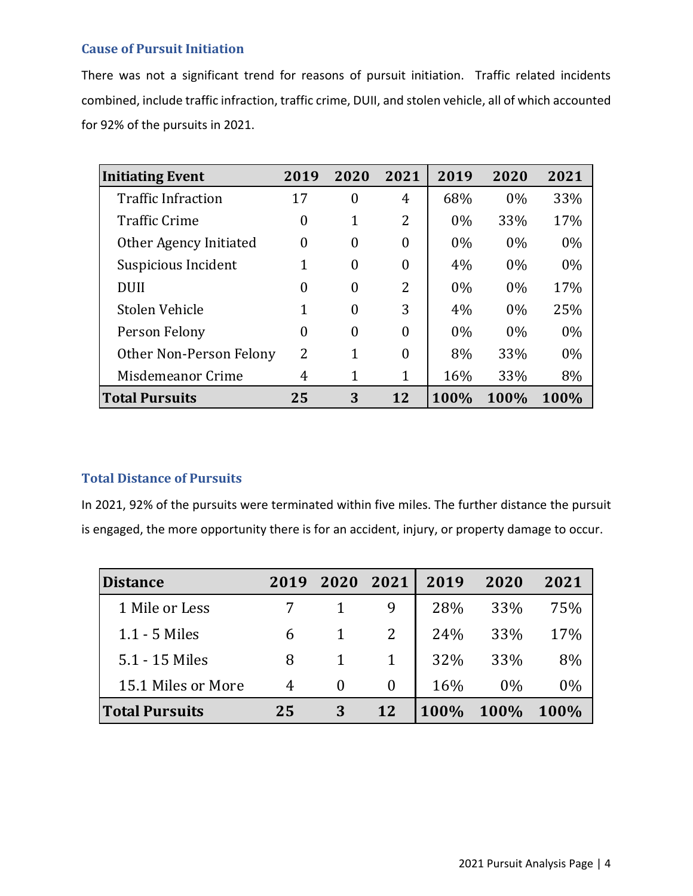## Cause of Pursuit Initiation

There was not a significant trend for reasons of pursuit initiation. Traffic related incidents combined, include traffic infraction, traffic crime, DUII, and stolen vehicle, all of which accounted for 92% of the pursuits in 2021.

| Initiating Event | 2019 | 2020 | 2021 | 2019 | 2020 | 2021 |
|---|---|---|---|---|---|---|
| Traffic Infraction | 17 | 0 | 4 | 68% | 0% | 33% |
| Traffic Crime | 0 | 1 | 2 | 0% | 33% | 17% |
| Other Agency Initiated | 0 | 0 | 0 | 0% | 0% | 0% |
| Suspicious Incident | 1 | 0 | 0 | 4% | 0% | 0% |
| DUII | 0 | 0 | 2 | 0% | 0% | 17% |
| Stolen Vehicle | 1 | 0 | 3 | 4% | 0% | 25% |
| Person Felony | 0 | 0 | 0 | 0% | 0% | 0% |
| Other Non-Person Felony | 2 | 1 | 0 | 8% | 33% | 0% |
| Misdemeanor Crime | 4 | 1 | 1 | 16% | 33% | 8% |
| **Total Pursuits** | **25** | **3** | **12** | **100%** | **100%** | **100%** |

## Total Distance of Pursuits

In 2021, 92% of the pursuits were terminated within five miles. The further distance the pursuit is engaged, the more opportunity there is for an accident, injury, or property damage to occur.

| Distance | 2019 | 2020 | 2021 | 2019 | 2020 | 2021 |
|---|---|---|---|---|---|---|
| 1 Mile or Less | 7 | 1 | 9 | 28% | 33% | 75% |
| 1.1 - 5 Miles | 6 | 1 | 2 | 24% | 33% | 17% |
| 5.1 - 15 Miles | 8 | 1 | 1 | 32% | 33% | 8% |
| 15.1 Miles or More | 4 | 0 | 0 | 16% | 0% | 0% |
| **Total Pursuits** | **25** | **3** | **12** | **100%** | **100%** | **100%** |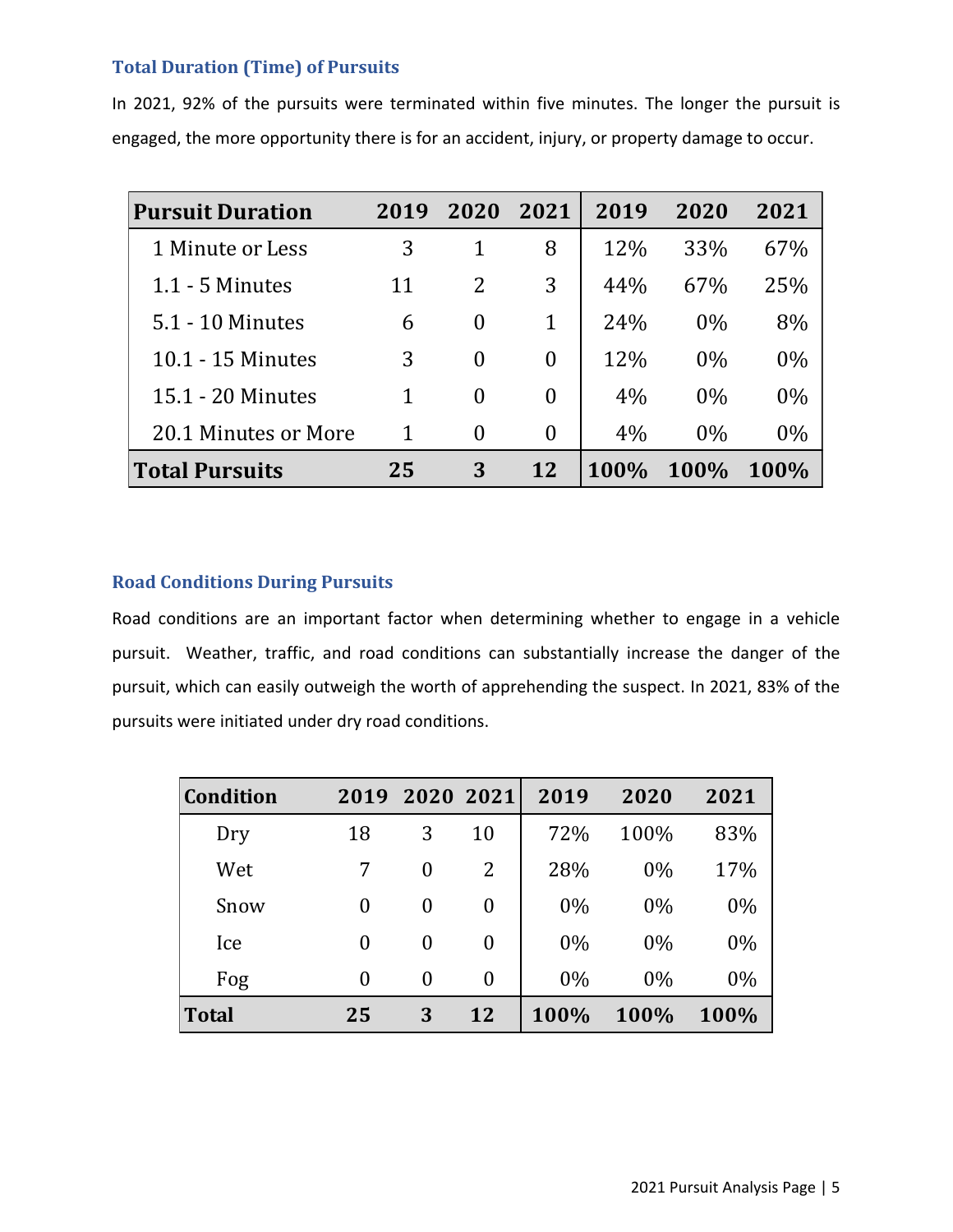## Total Duration (Time) of Pursuits

In 2021, 92% of the pursuits were terminated within five minutes. The longer the pursuit is engaged, the more opportunity there is for an accident, injury, or property damage to occur.

| Pursuit Duration | 2019 | 2020 | 2021 | 2019 | 2020 | 2021 |
|---|---|---|---|---|---|---|
| 1 Minute or Less | 3 | 1 | 8 | 12% | 33% | 67% |
| 1.1 - 5 Minutes | 11 | 2 | 3 | 44% | 67% | 25% |
| 5.1 - 10 Minutes | 6 | 0 | 1 | 24% | 0% | 8% |
| 10.1 - 15 Minutes | 3 | 0 | 0 | 12% | 0% | 0% |
| 15.1 - 20 Minutes | 1 | 0 | 0 | 4% | 0% | 0% |
| 20.1 Minutes or More | 1 | 0 | 0 | 4% | 0% | 0% |
| **Total Pursuits** | **25** | **3** | **12** | **100%** | **100%** | **100%** |

## Road Conditions During Pursuits

Road conditions are an important factor when determining whether to engage in a vehicle pursuit. Weather, traffic, and road conditions can substantially increase the danger of the pursuit, which can easily outweigh the worth of apprehending the suspect. In 2021, 83% of the pursuits were initiated under dry road conditions.

| Condition | 2019 | 2020 | 2021 | 2019 | 2020 | 2021 |
|---|---|---|---|---|---|---|
| Dry | 18 | 3 | 10 | 72% | 100% | 83% |
| Wet | 7 | 0 | 2 | 28% | 0% | 17% |
| Snow | 0 | 0 | 0 | 0% | 0% | 0% |
| Ice | 0 | 0 | 0 | 0% | 0% | 0% |
| Fog | 0 | 0 | 0 | 0% | 0% | 0% |
| **Total** | **25** | **3** | **12** | **100%** | **100%** | **100%** |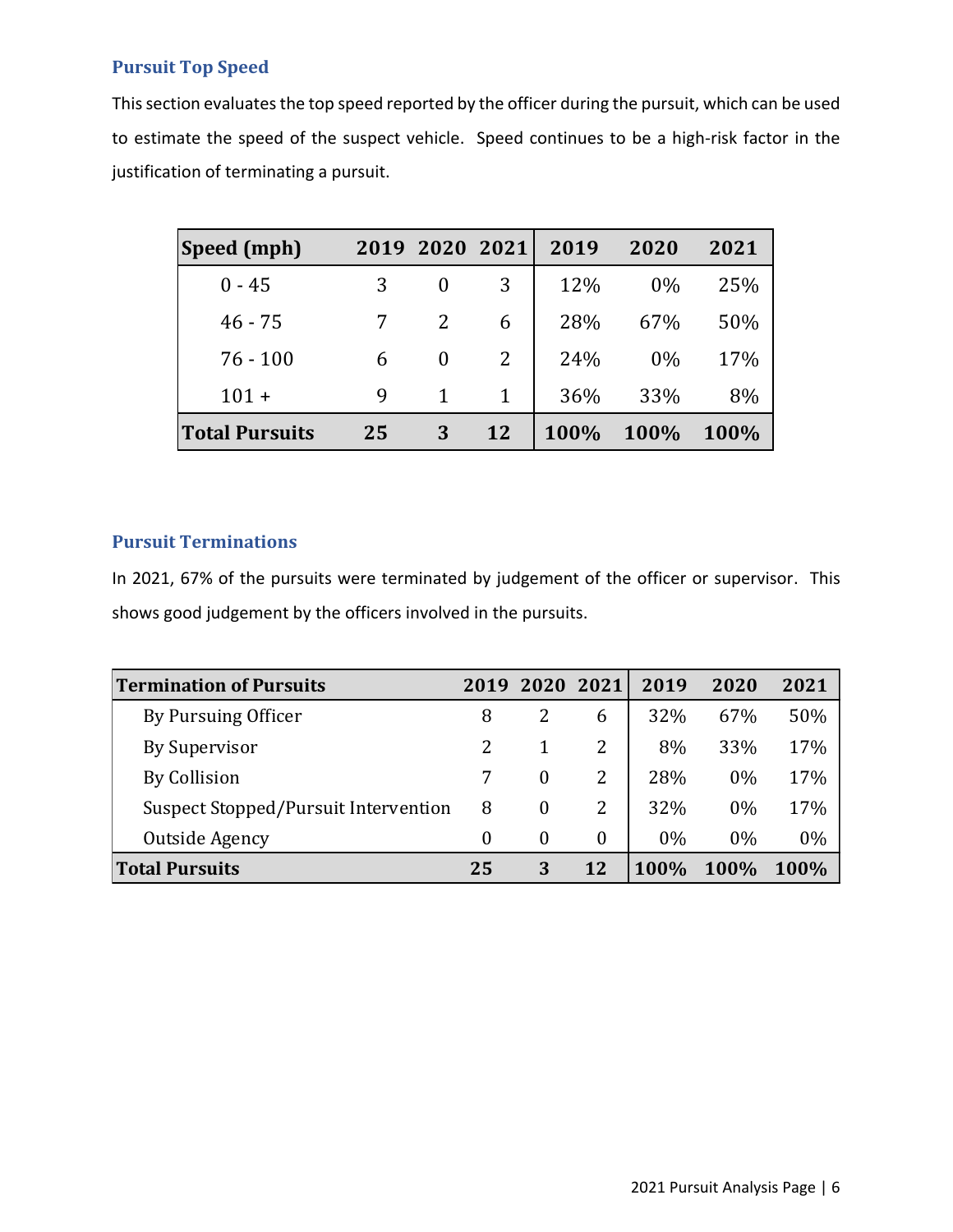## Pursuit Top Speed

This section evaluates the top speed reported by the officer during the pursuit, which can be used to estimate the speed of the suspect vehicle. Speed continues to be a high-risk factor in the justification of terminating a pursuit.

| Speed (mph) | 2019 | 2020 | 2021 | 2019 | 2020 | 2021 |
|---|---|---|---|---|---|---|
| 0 - 45 | 3 | 0 | 3 | 12% | 0% | 25% |
| 46 - 75 | 7 | 2 | 6 | 28% | 67% | 50% |
| 76 - 100 | 6 | 0 | 2 | 24% | 0% | 17% |
| 101 + | 9 | 1 | 1 | 36% | 33% | 8% |
| **Total Pursuits** | **25** | **3** | **12** | **100%** | **100%** | **100%** |

## Pursuit Terminations

In 2021, 67% of the pursuits were terminated by judgement of the officer or supervisor. This shows good judgement by the officers involved in the pursuits.

| Termination of Pursuits | 2019 | 2020 | 2021 | 2019 | 2020 | 2021 |
|---|---|---|---|---|---|---|
| By Pursuing Officer | 8 | 2 | 6 | 32% | 67% | 50% |
| By Supervisor | 2 | 1 | 2 | 8% | 33% | 17% |
| By Collision | 7 | 0 | 2 | 28% | 0% | 17% |
| Suspect Stopped/Pursuit Intervention | 8 | 0 | 2 | 32% | 0% | 17% |
| Outside Agency | 0 | 0 | 0 | 0% | 0% | 0% |
| **Total Pursuits** | **25** | **3** | **12** | **100%** | **100%** | **100%** |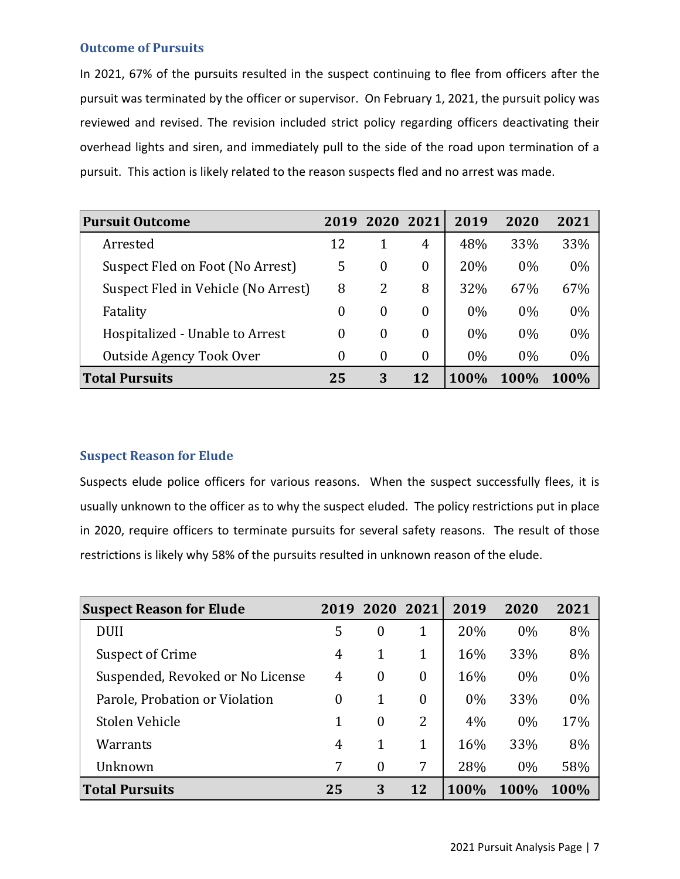### Outcome of Pursuits

In 2021, 67% of the pursuits resulted in the suspect continuing to flee from officers after the pursuit was terminated by the officer or supervisor. On February 1, 2021, the pursuit policy was reviewed and revised. The revision included strict policy regarding officers deactivating their overhead lights and siren, and immediately pull to the side of the road upon termination of a pursuit. This action is likely related to the reason suspects fled and no arrest was made.

| Pursuit Outcome | 2019 | 2020 | 2021 | 2019 | 2020 | 2021 |
|---|---|---|---|---|---|---|
| Arrested | 12 | 1 | 4 | 48% | 33% | 33% |
| Suspect Fled on Foot (No Arrest) | 5 | 0 | 0 | 20% | 0% | 0% |
| Suspect Fled in Vehicle (No Arrest) | 8 | 2 | 8 | 32% | 67% | 67% |
| Fatality | 0 | 0 | 0 | 0% | 0% | 0% |
| Hospitalized - Unable to Arrest | 0 | 0 | 0 | 0% | 0% | 0% |
| Outside Agency Took Over | 0 | 0 | 0 | 0% | 0% | 0% |
| **Total Pursuits** | **25** | **3** | **12** | **100%** | **100%** | **100%** |

### Suspect Reason for Elude

Suspects elude police officers for various reasons. When the suspect successfully flees, it is usually unknown to the officer as to why the suspect eluded. The policy restrictions put in place in 2020, require officers to terminate pursuits for several safety reasons. The result of those restrictions is likely why 58% of the pursuits resulted in unknown reason of the elude.

| Suspect Reason for Elude | 2019 | 2020 | 2021 | 2019 | 2020 | 2021 |
|---|---|---|---|---|---|---|
| DUII | 5 | 0 | 1 | 20% | 0% | 8% |
| Suspect of Crime | 4 | 1 | 1 | 16% | 33% | 8% |
| Suspended, Revoked or No License | 4 | 0 | 0 | 16% | 0% | 0% |
| Parole, Probation or Violation | 0 | 1 | 0 | 0% | 33% | 0% |
| Stolen Vehicle | 1 | 0 | 2 | 4% | 0% | 17% |
| Warrants | 4 | 1 | 1 | 16% | 33% | 8% |
| Unknown | 7 | 0 | 7 | 28% | 0% | 58% |
| **Total Pursuits** | **25** | **3** | **12** | **100%** | **100%** | **100%** |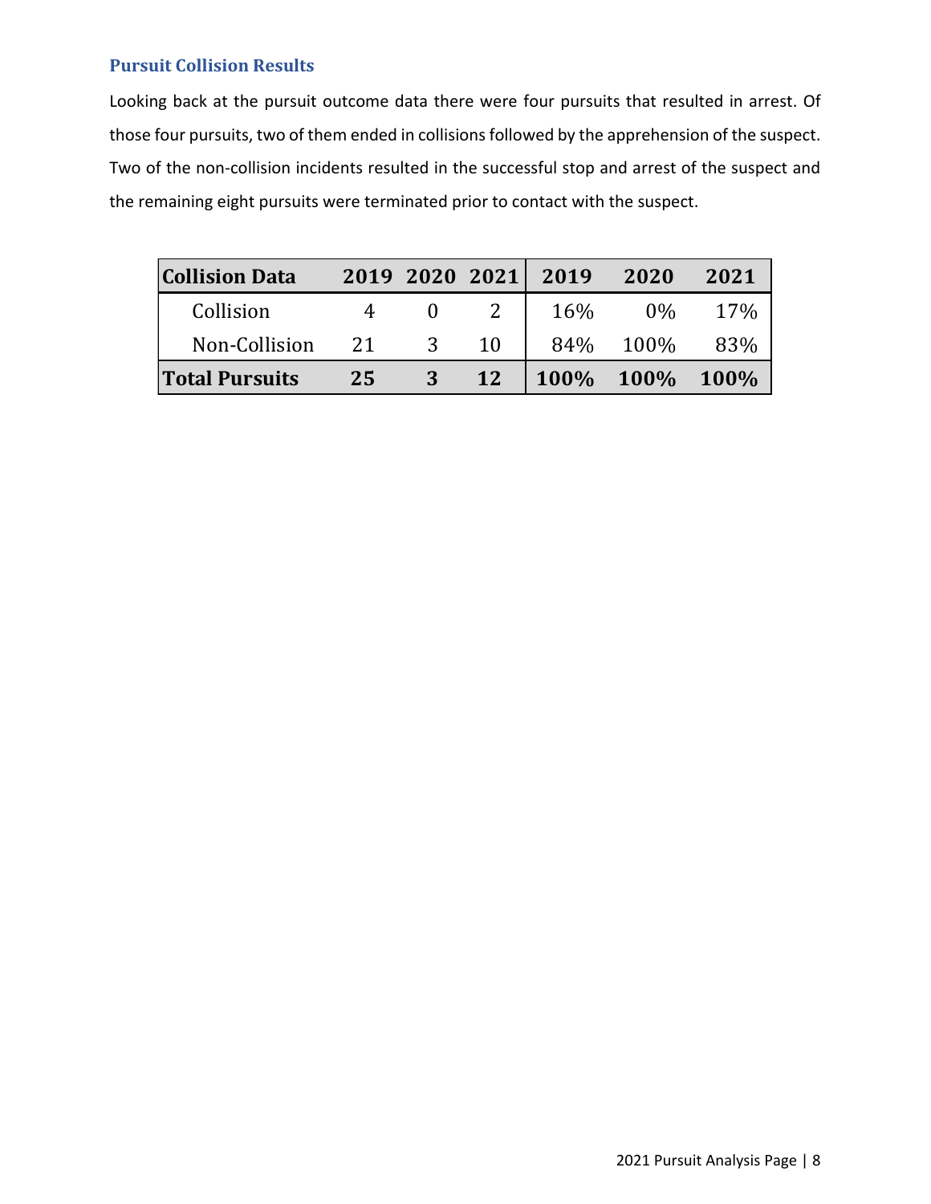### Pursuit Collision Results

Looking back at the pursuit outcome data there were four pursuits that resulted in arrest. Of those four pursuits, two of them ended in collisions followed by the apprehension of the suspect. Two of the non-collision incidents resulted in the successful stop and arrest of the suspect and the remaining eight pursuits were terminated prior to contact with the suspect.

| Collision Data | 2019 | 2020 | 2021 | 2019 | 2020 | 2021 |
|---|---|---|---|---|---|---|
| Collision | 4 | 0 | 2 | 16% | 0% | 17% |
| Non-Collision | 21 | 3 | 10 | 84% | 100% | 83% |
| **Total Pursuits** | **25** | **3** | **12** | **100%** | **100%** | **100%** |